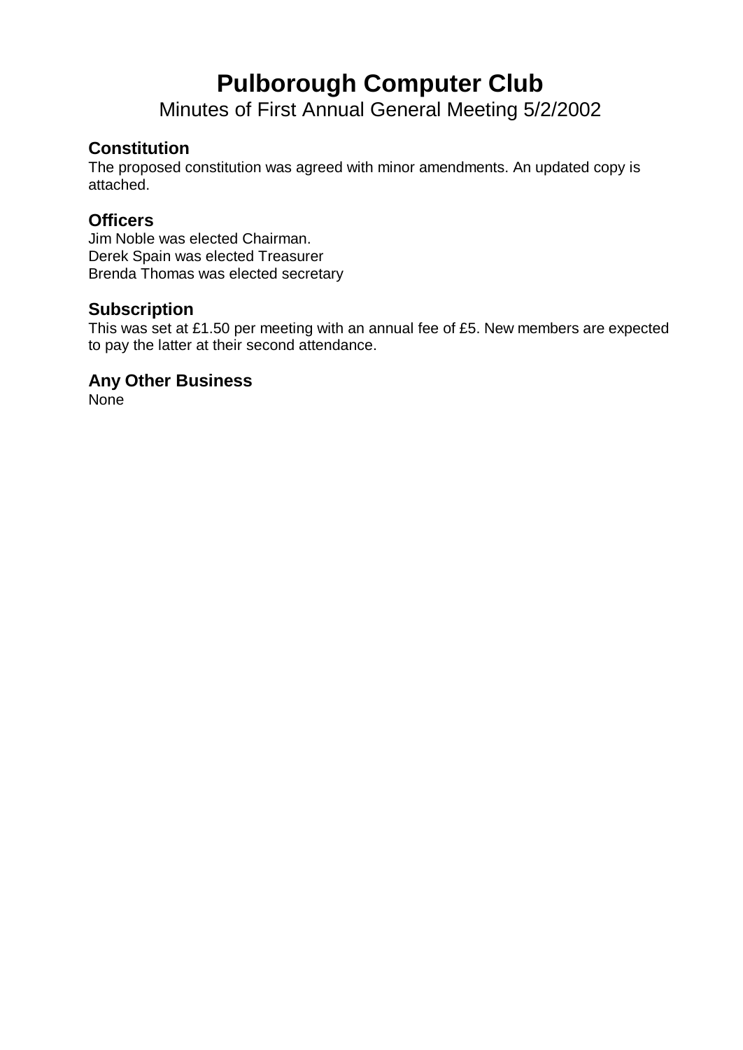# Pulborough Computer Club

Minutes of First Annual General Meeting 5/2/2002

## Constitution

The proposed constitution was agreed with minor amendments. An updated copy is attached.

## Officers

Jim Noble was elected Chairman.
Derek Spain was elected Treasurer
Brenda Thomas was elected secretary

## Subscription

This was set at £1.50 per meeting with an annual fee of £5. New members are expected to pay the latter at their second attendance.

## Any Other Business

None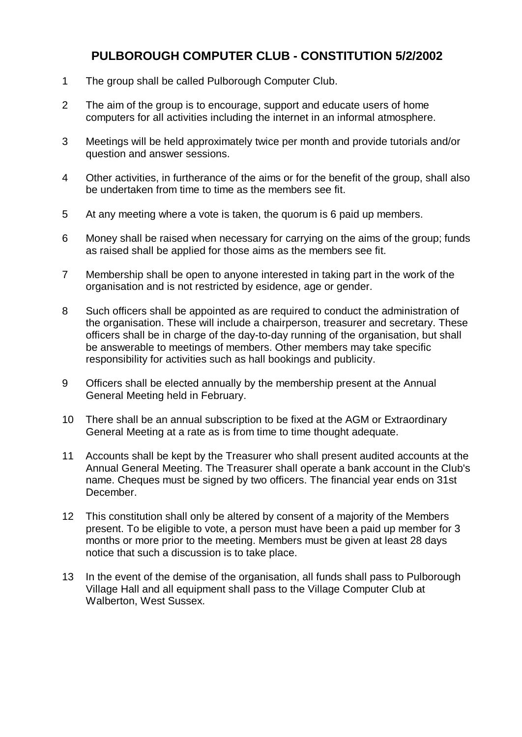# PULBOROUGH COMPUTER CLUB - CONSTITUTION 5/2/2002

1. The group shall be called Pulborough Computer Club.
2. The aim of the group is to encourage, support and educate users of home computers for all activities including the internet in an informal atmosphere.
3. Meetings will be held approximately twice per month and provide tutorials and/or question and answer sessions.
4. Other activities, in furtherance of the aims or for the benefit of the group, shall also be undertaken from time to time as the members see fit.
5. At any meeting where a vote is taken, the quorum is 6 paid up members.
6. Money shall be raised when necessary for carrying on the aims of the group; funds as raised shall be applied for those aims as the members see fit.
7. Membership shall be open to anyone interested in taking part in the work of the organisation and is not restricted by esidence, age or gender.
8. Such officers shall be appointed as are required to conduct the administration of the organisation. These will include a chairperson, treasurer and secretary. These officers shall be in charge of the day-to-day running of the organisation, but shall be answerable to meetings of members. Other members may take specific responsibility for activities such as hall bookings and publicity.
9. Officers shall be elected annually by the membership present at the Annual General Meeting held in February.
10. There shall be an annual subscription to be fixed at the AGM or Extraordinary General Meeting at a rate as is from time to time thought adequate.
11. Accounts shall be kept by the Treasurer who shall present audited accounts at the Annual General Meeting. The Treasurer shall operate a bank account in the Club's name. Cheques must be signed by two officers. The financial year ends on 31st December.
12. This constitution shall only be altered by consent of a majority of the Members present. To be eligible to vote, a person must have been a paid up member for 3 months or more prior to the meeting. Members must be given at least 28 days notice that such a discussion is to take place.
13. In the event of the demise of the organisation, all funds shall pass to Pulborough Village Hall and all equipment shall pass to the Village Computer Club at Walberton, West Sussex.